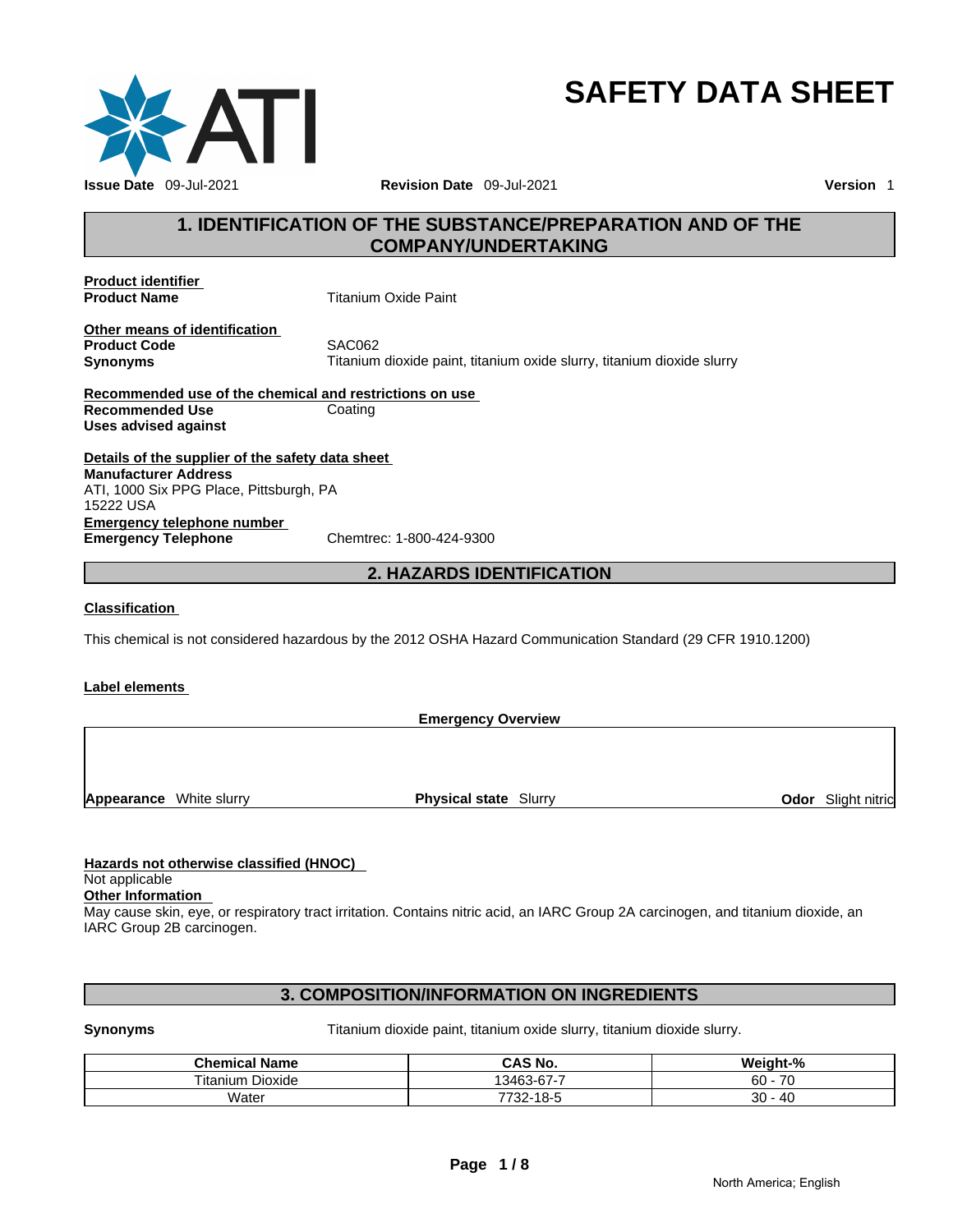# SAFETY DATA SHEET

**Issue Date** 09-Jul-2021 **Revision Date** 09-Jul-2021 **Version** 1

## 1. IDENTIFICATION OF THE SUBSTANCE/PREPARATION AND OF THE COMPANY/UNDERTAKING

**Product identifier**

**Product Name** Titanium Oxide Paint

**Other means of identification**

**Product Code** SAC062

**Synonyms** Titanium dioxide paint, titanium oxide slurry, titanium dioxide slurry

**Recommended use of the chemical and restrictions on use**

**Recommended Use** Coating

**Uses advised against**

**Details of the supplier of the safety data sheet**

**Manufacturer Address**
ATI, 1000 Six PPG Place, Pittsburgh, PA
15222 USA

**Emergency telephone number**

**Emergency Telephone** Chemtrec: 1-800-424-9300

## 2. HAZARDS IDENTIFICATION

**Classification**

This chemical is not considered hazardous by the 2012 OSHA Hazard Communication Standard (29 CFR 1910.1200)

**Label elements**

**Emergency Overview**

**Appearance** White slurry **Physical state** Slurry **Odor** Slight nitric

**Hazards not otherwise classified (HNOC)**
Not applicable

**Other Information**
May cause skin, eye, or respiratory tract irritation. Contains nitric acid, an IARC Group 2A carcinogen, and titanium dioxide, an IARC Group 2B carcinogen.

## 3. COMPOSITION/INFORMATION ON INGREDIENTS

**Synonyms** Titanium dioxide paint, titanium oxide slurry, titanium dioxide slurry.

| Chemical Name | CAS No. | Weight-% |
|---|---|---|
| Titanium Dioxide | 13463-67-7 | 60 - 70 |
| Water | 7732-18-5 | 30 - 40 |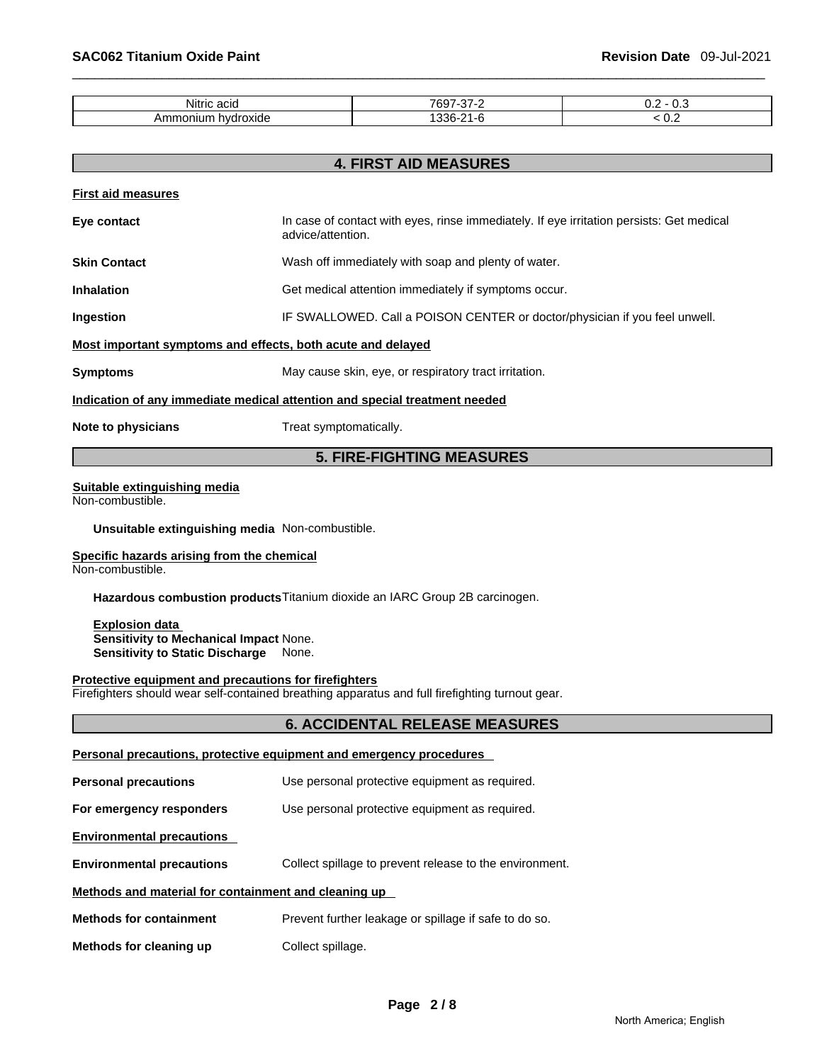| Nitric acid | 7697-37-2 | 0.2 - 0.3 |
|---|---|---|
| Ammonium hydroxide | 1336-21-6 | < 0.2 |

## 4. FIRST AID MEASURES

**First aid measures**

**Eye contact** In case of contact with eyes, rinse immediately. If eye irritation persists: Get medical advice/attention.

**Skin Contact** Wash off immediately with soap and plenty of water.

**Inhalation** Get medical attention immediately if symptoms occur.

**Ingestion** IF SWALLOWED. Call a POISON CENTER or doctor/physician if you feel unwell.

**Most important symptoms and effects, both acute and delayed**

**Symptoms** May cause skin, eye, or respiratory tract irritation.

**Indication of any immediate medical attention and special treatment needed**

**Note to physicians** Treat symptomatically.

## 5. FIRE-FIGHTING MEASURES

**Suitable extinguishing media**
Non-combustible.

**Unsuitable extinguishing media** Non-combustible.

**Specific hazards arising from the chemical**
Non-combustible.

**Hazardous combustion products** Titanium dioxide an IARC Group 2B carcinogen.

**Explosion data**
**Sensitivity to Mechanical Impact** None.
**Sensitivity to Static Discharge** None.

**Protective equipment and precautions for firefighters**
Firefighters should wear self-contained breathing apparatus and full firefighting turnout gear.

## 6. ACCIDENTAL RELEASE MEASURES

**Personal precautions, protective equipment and emergency procedures**

**Personal precautions** Use personal protective equipment as required.

**For emergency responders** Use personal protective equipment as required.

**Environmental precautions**

**Environmental precautions** Collect spillage to prevent release to the environment.

**Methods and material for containment and cleaning up**

**Methods for containment** Prevent further leakage or spillage if safe to do so.

**Methods for cleaning up** Collect spillage.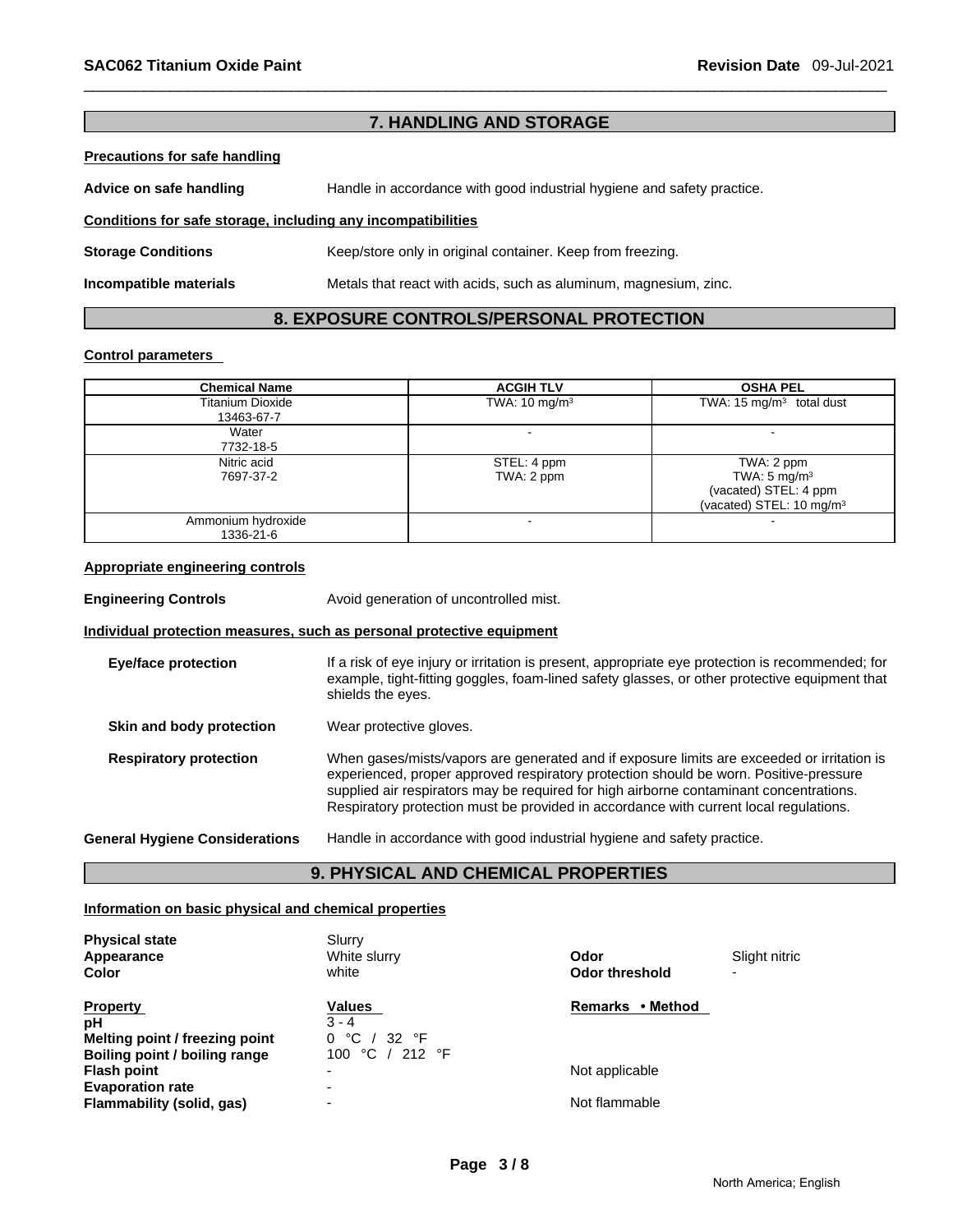## 7. HANDLING AND STORAGE

**Precautions for safe handling**

**Advice on safe handling** Handle in accordance with good industrial hygiene and safety practice.

**Conditions for safe storage, including any incompatibilities**

**Storage Conditions** Keep/store only in original container. Keep from freezing.

**Incompatible materials** Metals that react with acids, such as aluminum, magnesium, zinc.

## 8. EXPOSURE CONTROLS/PERSONAL PROTECTION

**Control parameters**

| Chemical Name | ACGIH TLV | OSHA PEL |
|---|---|---|
| Titanium Dioxide 13463-67-7 | TWA: 10 mg/m³ | TWA: 15 mg/m³ total dust |
| Water 7732-18-5 | - | - |
| Nitric acid 7697-37-2 | STEL: 4 ppm TWA: 2 ppm | TWA: 2 ppm TWA: 5 mg/m³ (vacated) STEL: 4 ppm (vacated) STEL: 10 mg/m³ |
| Ammonium hydroxide 1336-21-6 | - | - |

**Appropriate engineering controls**

**Engineering Controls** Avoid generation of uncontrolled mist.

**Individual protection measures, such as personal protective equipment**

**Eye/face protection** If a risk of eye injury or irritation is present, appropriate eye protection is recommended; for example, tight-fitting goggles, foam-lined safety glasses, or other protective equipment that shields the eyes.

**Skin and body protection** Wear protective gloves.

**Respiratory protection** When gases/mists/vapors are generated and if exposure limits are exceeded or irritation is experienced, proper approved respiratory protection should be worn. Positive-pressure supplied air respirators may be required for high airborne contaminant concentrations. Respiratory protection must be provided in accordance with current local regulations.

**General Hygiene Considerations** Handle in accordance with good industrial hygiene and safety practice.

## 9. PHYSICAL AND CHEMICAL PROPERTIES

**Information on basic physical and chemical properties**

**Physical state** Slurry
**Appearance** White slurry
**Color** white
**Odor** Slight nitric
**Odor threshold** -

| Property | Values | Remarks • Method |
|---|---|---|
| **pH** | 3 - 4 | |
| **Melting point / freezing point** | 0 °C / 32 °F | |
| **Boiling point / boiling range** | 100 °C / 212 °F | |
| **Flash point** | - | Not applicable |
| **Evaporation rate** | - | |
| **Flammability (solid, gas)** | - | Not flammable |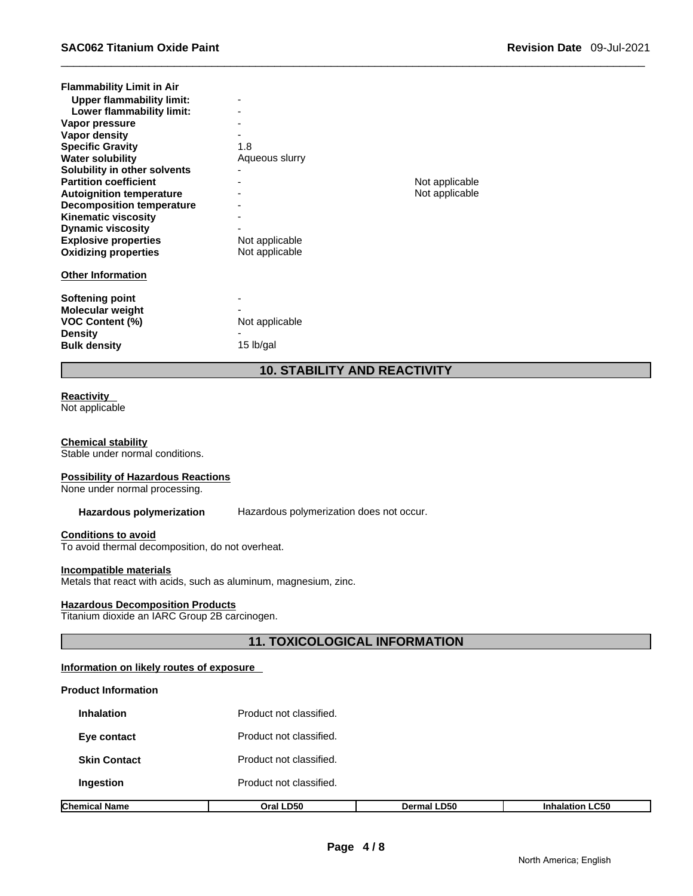| | | |
|---|---|---|
| **Flammability Limit in Air** | | |
| **Upper flammability limit:** | - | |
| **Lower flammability limit:** | - | |
| **Vapor pressure** | - | |
| **Vapor density** | - | |
| **Specific Gravity** | 1.8 | |
| **Water solubility** | Aqueous slurry | |
| **Solubility in other solvents** | - | |
| **Partition coefficient** | - | Not applicable |
| **Autoignition temperature** | - | Not applicable |
| **Decomposition temperature** | - | |
| **Kinematic viscosity** | - | |
| **Dynamic viscosity** | - | |
| **Explosive properties** | Not applicable | |
| **Oxidizing properties** | Not applicable | |

**Other Information**

| | |
|---|---|
| **Softening point** | - |
| **Molecular weight** | - |
| **VOC Content (%)** | Not applicable |
| **Density** | - |
| **Bulk density** | 15 lb/gal |

## 10. STABILITY AND REACTIVITY

**Reactivity**
Not applicable

**Chemical stability**
Stable under normal conditions.

**Possibility of Hazardous Reactions**
None under normal processing.

**Hazardous polymerization** Hazardous polymerization does not occur.

**Conditions to avoid**
To avoid thermal decomposition, do not overheat.

**Incompatible materials**
Metals that react with acids, such as aluminum, magnesium, zinc.

**Hazardous Decomposition Products**
Titanium dioxide an IARC Group 2B carcinogen.

## 11. TOXICOLOGICAL INFORMATION

**Information on likely routes of exposure**

**Product Information**

| | |
|---|---|
| **Inhalation** | Product not classified. |
| **Eye contact** | Product not classified. |
| **Skin Contact** | Product not classified. |
| **Ingestion** | Product not classified. |

| Chemical Name | Oral LD50 | Dermal LD50 | Inhalation LC50 |
|---|---|---|---|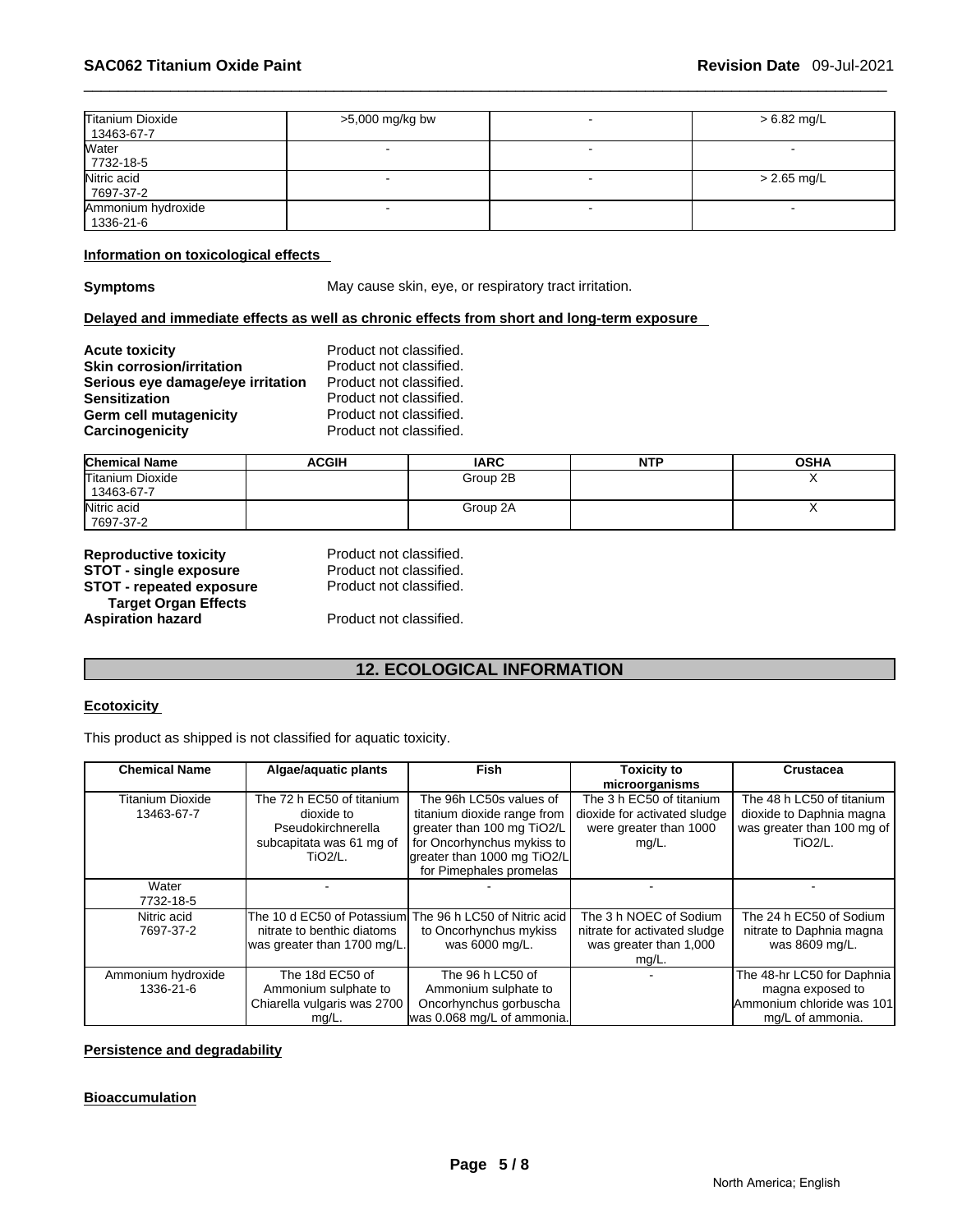| | | | |
|---|---|---|---|
| Titanium Dioxide 13463-67-7 | >5,000 mg/kg bw | - | > 6.82 mg/L |
| Water 7732-18-5 | - | - | - |
| Nitric acid 7697-37-2 | - | - | > 2.65 mg/L |
| Ammonium hydroxide 1336-21-6 | - | - | - |

**Information on toxicological effects**

**Symptoms** May cause skin, eye, or respiratory tract irritation.

**Delayed and immediate effects as well as chronic effects from short and long-term exposure**

**Acute toxicity** Product not classified.
**Skin corrosion/irritation** Product not classified.
**Serious eye damage/eye irritation** Product not classified.
**Sensitization** Product not classified.
**Germ cell mutagenicity** Product not classified.
**Carcinogenicity** Product not classified.

| Chemical Name | ACGIH | IARC | NTP | OSHA |
|---|---|---|---|---|
| Titanium Dioxide 13463-67-7 | | Group 2B | | X |
| Nitric acid 7697-37-2 | | Group 2A | | X |

**Reproductive toxicity** Product not classified.
**STOT - single exposure** Product not classified.
**STOT - repeated exposure** Product not classified.
**Target Organ Effects**
**Aspiration hazard** Product not classified.

## 12. ECOLOGICAL INFORMATION

**Ecotoxicity**

This product as shipped is not classified for aquatic toxicity.

| Chemical Name | Algae/aquatic plants | Fish | Toxicity to microorganisms | Crustacea |
|---|---|---|---|---|
| Titanium Dioxide 13463-67-7 | The 72 h EC50 of titanium dioxide to Pseudokirchnerella subcapitata was 61 mg of TiO2/L. | The 96h LC50s values of titanium dioxide range from greater than 100 mg TiO2/L for Oncorhynchus mykiss to greater than 1000 mg TiO2/L for Pimephales promelas | The 3 h EC50 of titanium dioxide for activated sludge were greater than 1000 mg/L. | The 48 h LC50 of titanium dioxide to Daphnia magna was greater than 100 mg of TiO2/L. |
| Water 7732-18-5 | - | - | - | - |
| Nitric acid 7697-37-2 | The 10 d EC50 of Potassium nitrate to benthic diatoms was greater than 1700 mg/L. | The 96 h LC50 of Nitric acid to Oncorhynchus mykiss was 6000 mg/L. | The 3 h NOEC of Sodium nitrate for activated sludge was greater than 1,000 mg/L. | The 24 h EC50 of Sodium nitrate to Daphnia magna was 8609 mg/L. |
| Ammonium hydroxide 1336-21-6 | The 18d EC50 of Ammonium sulphate to Chiarella vulgaris was 2700 mg/L. | The 96 h LC50 of Ammonium sulphate to Oncorhynchus gorbuscha was 0.068 mg/L of ammonia. | - | The 48-hr LC50 for Daphnia magna exposed to Ammonium chloride was 101 mg/L of ammonia. |

**Persistence and degradability**

**Bioaccumulation**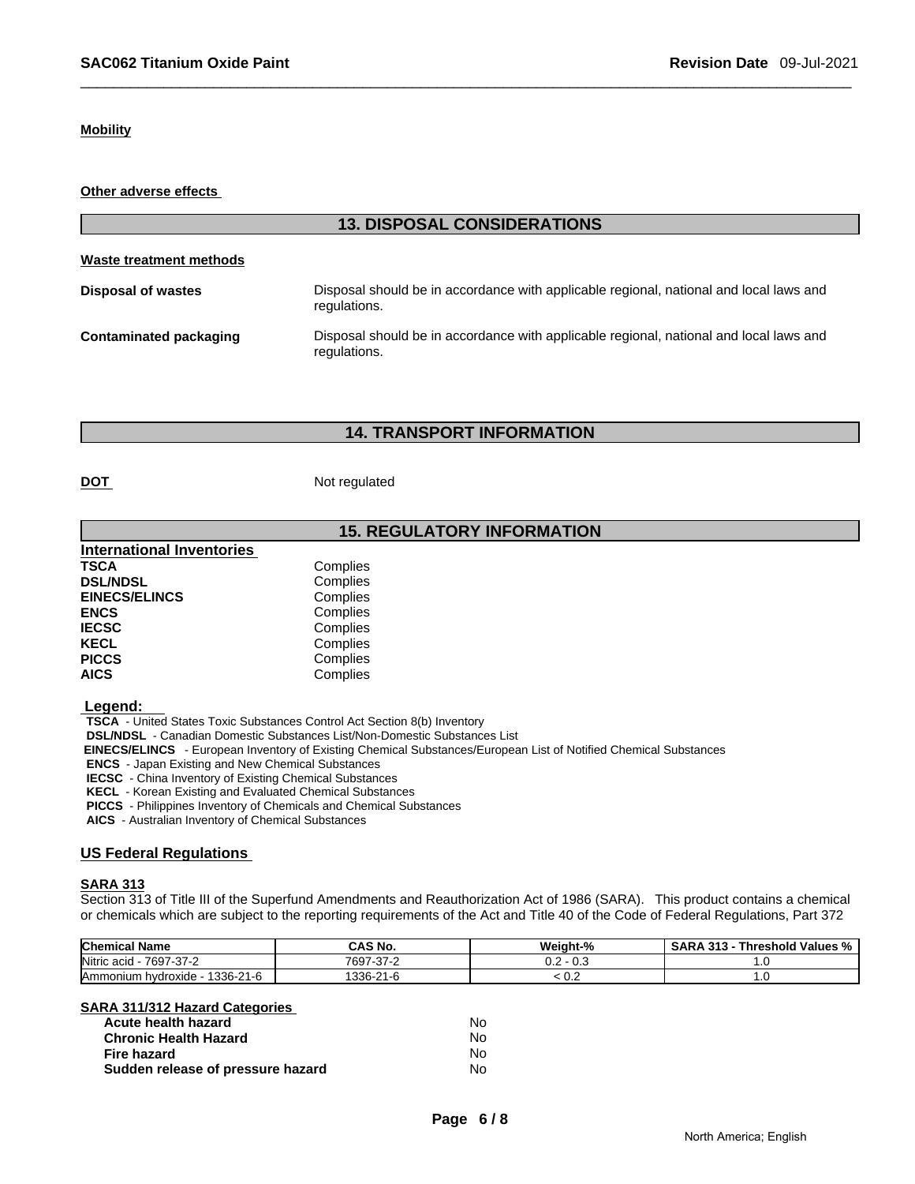**Mobility**

**Other adverse effects**

## 13. DISPOSAL CONSIDERATIONS

**Waste treatment methods**

**Disposal of wastes** Disposal should be in accordance with applicable regional, national and local laws and regulations.

**Contaminated packaging** Disposal should be in accordance with applicable regional, national and local laws and regulations.

## 14. TRANSPORT INFORMATION

**DOT** Not regulated

## 15. REGULATORY INFORMATION

**International Inventories**

| | |
|---|---|
| **TSCA** | Complies |
| **DSL/NDSL** | Complies |
| **EINECS/ELINCS** | Complies |
| **ENCS** | Complies |
| **IECSC** | Complies |
| **KECL** | Complies |
| **PICCS** | Complies |
| **AICS** | Complies |

**Legend:**

**TSCA** - United States Toxic Substances Control Act Section 8(b) Inventory
**DSL/NDSL** - Canadian Domestic Substances List/Non-Domestic Substances List
**EINECS/ELINCS** - European Inventory of Existing Chemical Substances/European List of Notified Chemical Substances
**ENCS** - Japan Existing and New Chemical Substances
**IECSC** - China Inventory of Existing Chemical Substances
**KECL** - Korean Existing and Evaluated Chemical Substances
**PICCS** - Philippines Inventory of Chemicals and Chemical Substances
**AICS** - Australian Inventory of Chemical Substances

**US Federal Regulations**

**SARA 313**

Section 313 of Title III of the Superfund Amendments and Reauthorization Act of 1986 (SARA). This product contains a chemical or chemicals which are subject to the reporting requirements of the Act and Title 40 of the Code of Federal Regulations, Part 372

| Chemical Name | CAS No. | Weight-% | SARA 313 - Threshold Values % |
|---|---|---|---|
| Nitric acid - 7697-37-2 | 7697-37-2 | 0.2 - 0.3 | 1.0 |
| Ammonium hydroxide - 1336-21-6 | 1336-21-6 | < 0.2 | 1.0 |

**SARA 311/312 Hazard Categories**

| | |
|---|---|
| **Acute health hazard** | No |
| **Chronic Health Hazard** | No |
| **Fire hazard** | No |
| **Sudden release of pressure hazard** | No |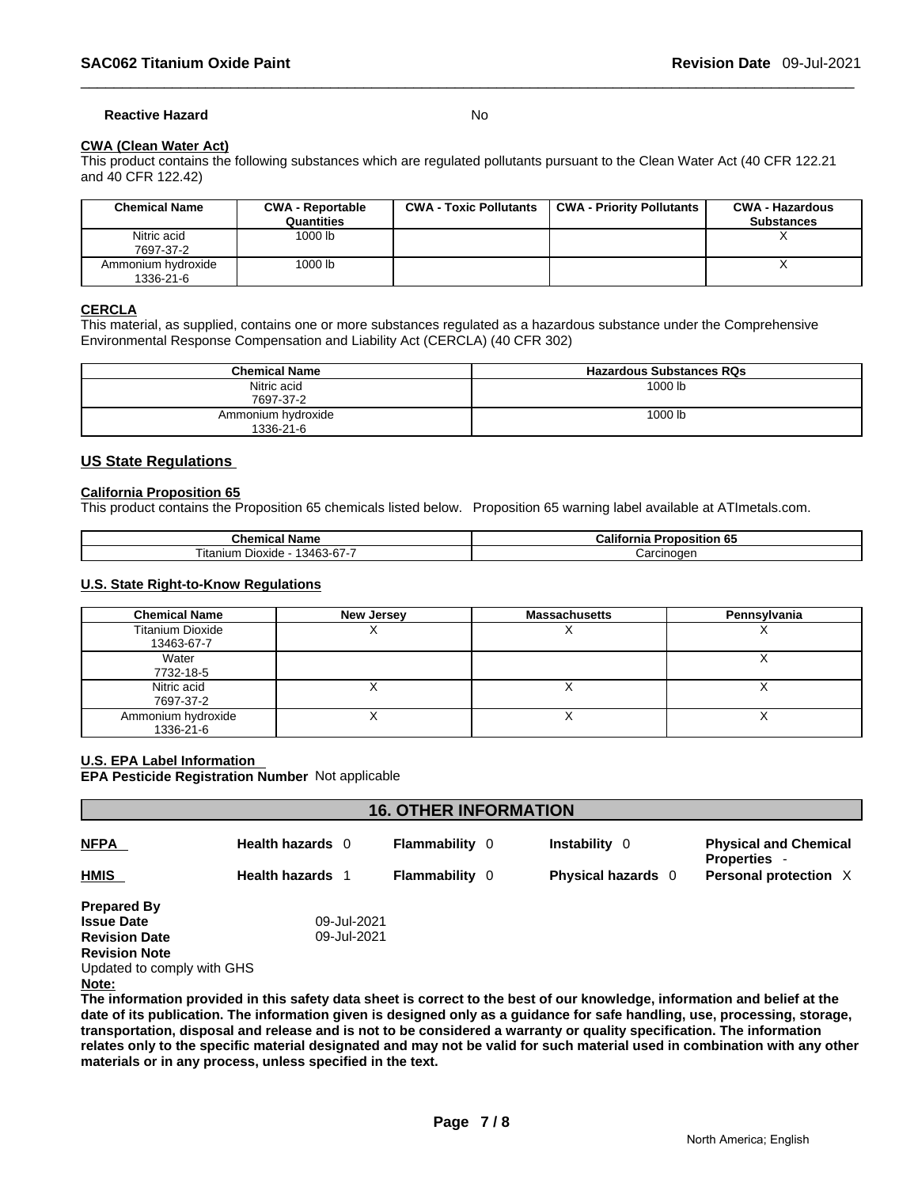**Reactive Hazard** No

**CWA (Clean Water Act)**
This product contains the following substances which are regulated pollutants pursuant to the Clean Water Act (40 CFR 122.21 and 40 CFR 122.42)

| Chemical Name | CWA - Reportable Quantities | CWA - Toxic Pollutants | CWA - Priority Pollutants | CWA - Hazardous Substances |
|---|---|---|---|---|
| Nitric acid 7697-37-2 | 1000 lb | | | X |
| Ammonium hydroxide 1336-21-6 | 1000 lb | | | X |

**CERCLA**
This material, as supplied, contains one or more substances regulated as a hazardous substance under the Comprehensive Environmental Response Compensation and Liability Act (CERCLA) (40 CFR 302)

| Chemical Name | Hazardous Substances RQs |
|---|---|
| Nitric acid 7697-37-2 | 1000 lb |
| Ammonium hydroxide 1336-21-6 | 1000 lb |

## US State Regulations

**California Proposition 65**
This product contains the Proposition 65 chemicals listed below. Proposition 65 warning label available at ATImetals.com.

| Chemical Name | California Proposition 65 |
|---|---|
| Titanium Dioxide - 13463-67-7 | Carcinogen |

**U.S. State Right-to-Know Regulations**

| Chemical Name | New Jersey | Massachusetts | Pennsylvania |
|---|---|---|---|
| Titanium Dioxide 13463-67-7 | X | X | X |
| Water 7732-18-5 | | | X |
| Nitric acid 7697-37-2 | X | X | X |
| Ammonium hydroxide 1336-21-6 | X | X | X |

**U.S. EPA Label Information**
**EPA Pesticide Registration Number** Not applicable

## 16. OTHER INFORMATION

| | | | | |
|---|---|---|---|---|
| **NFPA** | **Health hazards** 0 | **Flammability** 0 | **Instability** 0 | **Physical and Chemical Properties** - |
| **HMIS** | **Health hazards** 1 | **Flammability** 0 | **Physical hazards** 0 | **Personal protection** X |

**Prepared By**
**Issue Date** 09-Jul-2021
**Revision Date** 09-Jul-2021
**Revision Note**
Updated to comply with GHS

**Note:**
**The information provided in this safety data sheet is correct to the best of our knowledge, information and belief at the date of its publication. The information given is designed only as a guidance for safe handling, use, processing, storage, transportation, disposal and release and is not to be considered a warranty or quality specification. The information relates only to the specific material designated and may not be valid for such material used in combination with any other materials or in any process, unless specified in the text.**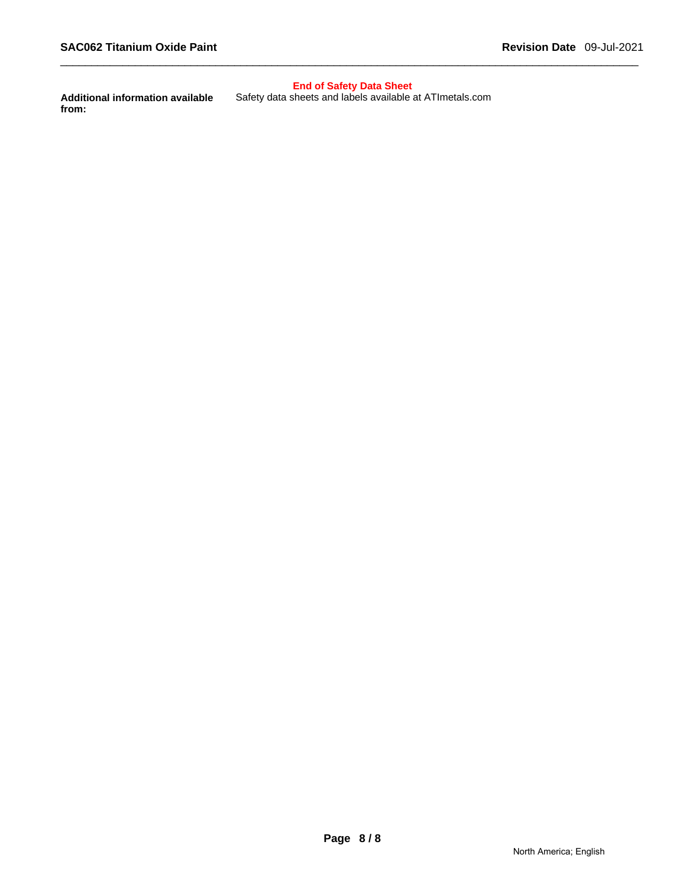**End of Safety Data Sheet**

**Additional information available from:** Safety data sheets and labels available at ATImetals.com

North America; English